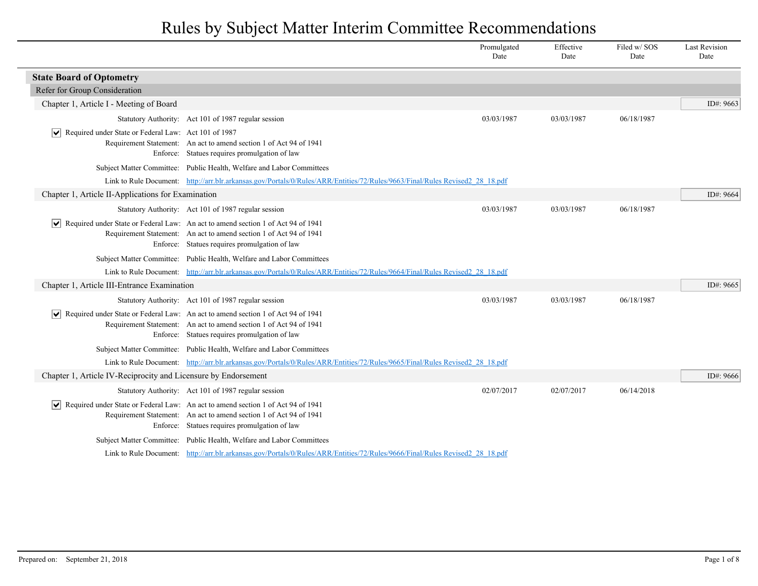# Rules by Subject Matter Interim Committee Recommendations

| | Promulgated Date | Effective Date | Filed w/ SOS Date | Last Revision Date |
|---|---|---|---|---|

## State Board of Optometry

### Refer for Group Consideration

#### Chapter 1, Article I - Meeting of Board

ID#: 9663

| | Promulgated Date | Effective Date | Filed w/ SOS Date | Last Revision Date |
|---|---|---|---|---|
| Statutory Authority: Act 101 of 1987 regular session | 03/03/1987 | 03/03/1987 | 06/18/1987 | |

☑ Required under State or Federal Law: Act 101 of 1987
Requirement Statement: An act to amend section 1 of Act 94 of 1941
Enforce: Statues requires promulgation of law

Subject Matter Committee: Public Health, Welfare and Labor Committees

Link to Rule Document: http://arr.blr.arkansas.gov/Portals/0/Rules/ARR/Entities/72/Rules/9663/Final/Rules Revised2_28_18.pdf

#### Chapter 1, Article II-Applications for Examination

ID#: 9664

| | Promulgated Date | Effective Date | Filed w/ SOS Date | Last Revision Date |
|---|---|---|---|---|
| Statutory Authority: Act 101 of 1987 regular session | 03/03/1987 | 03/03/1987 | 06/18/1987 | |

☑ Required under State or Federal Law: An act to amend section 1 of Act 94 of 1941
Requirement Statement: An act to amend section 1 of Act 94 of 1941
Enforce: Statues requires promulgation of law

Subject Matter Committee: Public Health, Welfare and Labor Committees

Link to Rule Document: http://arr.blr.arkansas.gov/Portals/0/Rules/ARR/Entities/72/Rules/9664/Final/Rules Revised2_28_18.pdf

#### Chapter 1, Article III-Entrance Examination

ID#: 9665

| | Promulgated Date | Effective Date | Filed w/ SOS Date | Last Revision Date |
|---|---|---|---|---|
| Statutory Authority: Act 101 of 1987 regular session | 03/03/1987 | 03/03/1987 | 06/18/1987 | |

☑ Required under State or Federal Law: An act to amend section 1 of Act 94 of 1941
Requirement Statement: An act to amend section 1 of Act 94 of 1941
Enforce: Statues requires promulgation of law

Subject Matter Committee: Public Health, Welfare and Labor Committees

Link to Rule Document: http://arr.blr.arkansas.gov/Portals/0/Rules/ARR/Entities/72/Rules/9665/Final/Rules Revised2_28_18.pdf

#### Chapter 1, Article IV-Reciprocity and Licensure by Endorsement

ID#: 9666

| | Promulgated Date | Effective Date | Filed w/ SOS Date | Last Revision Date |
|---|---|---|---|---|
| Statutory Authority: Act 101 of 1987 regular session | 02/07/2017 | 02/07/2017 | 06/14/2018 | |

☑ Required under State or Federal Law: An act to amend section 1 of Act 94 of 1941
Requirement Statement: An act to amend section 1 of Act 94 of 1941
Enforce: Statues requires promulgation of law

Subject Matter Committee: Public Health, Welfare and Labor Committees

Link to Rule Document: http://arr.blr.arkansas.gov/Portals/0/Rules/ARR/Entities/72/Rules/9666/Final/Rules Revised2_28_18.pdf

Prepared on: September 21, 2018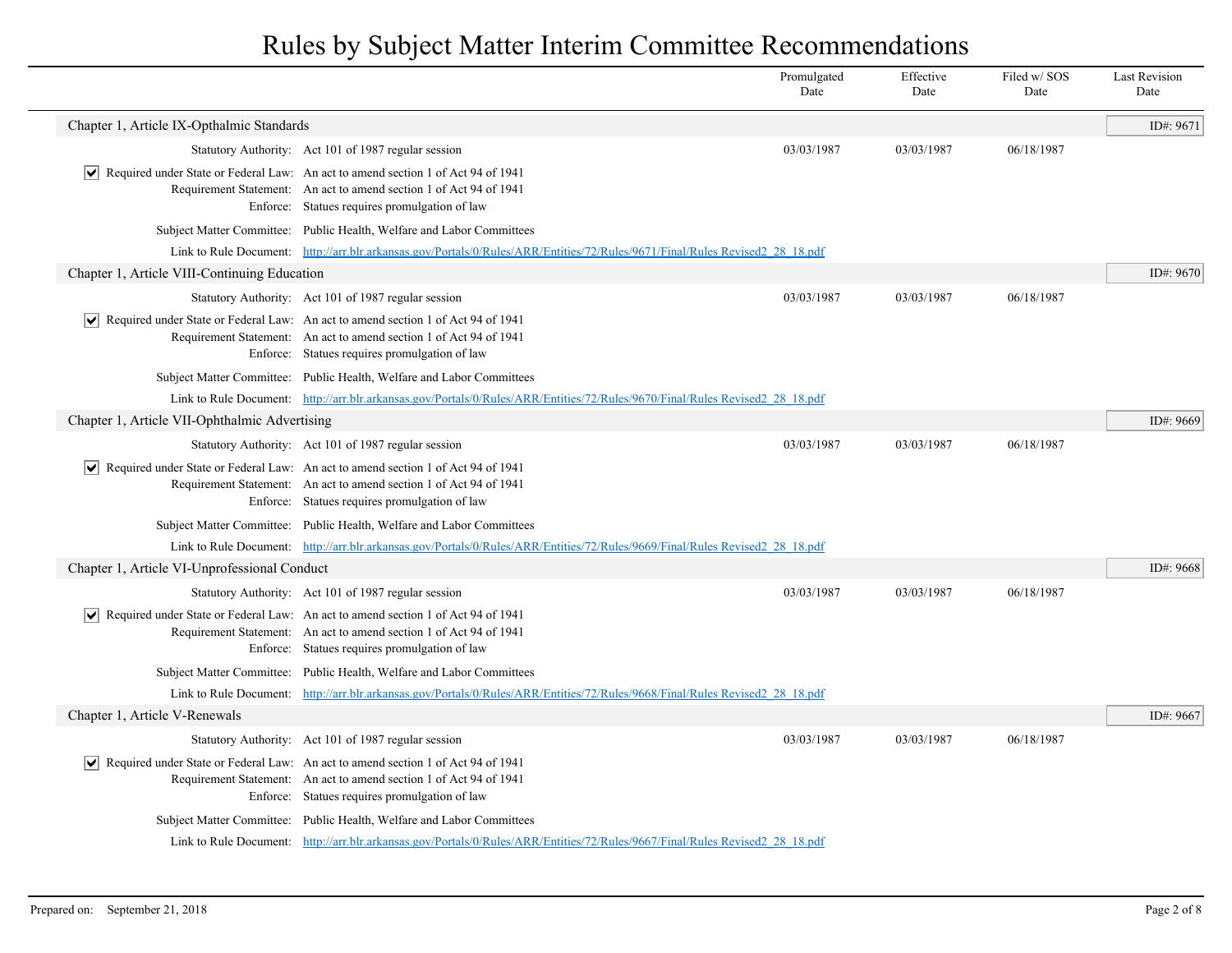# Rules by Subject Matter Interim Committee Recommendations

| | Promulgated Date | Effective Date | Filed w/ SOS Date | Last Revision Date |
|---|---|---|---|---|

## Chapter 1, Article IX-Opthalmic Standards

ID#: 9671

| | | Promulgated Date | Effective Date | Filed w/ SOS Date | Last Revision Date |
|---|---|---|---|---|---|
| Statutory Authority: | Act 101 of 1987 regular session | 03/03/1987 | 03/03/1987 | 06/18/1987 | |

- [x] Required under State or Federal Law: An act to amend section 1 of Act 94 of 1941

Requirement Statement: An act to amend section 1 of Act 94 of 1941
Enforce: Statues requires promulgation of law

Subject Matter Committee: Public Health, Welfare and Labor Committees

Link to Rule Document: [http://arr.blr.arkansas.gov/Portals/0/Rules/ARR/Entities/72/Rules/9671/Final/Rules Revised2_28_18.pdf](http://arr.blr.arkansas.gov/Portals/0/Rules/ARR/Entities/72/Rules/9671/Final/Rules Revised2_28_18.pdf)

## Chapter 1, Article VIII-Continuing Education

ID#: 9670

| | | Promulgated Date | Effective Date | Filed w/ SOS Date | Last Revision Date |
|---|---|---|---|---|---|
| Statutory Authority: | Act 101 of 1987 regular session | 03/03/1987 | 03/03/1987 | 06/18/1987 | |

- [x] Required under State or Federal Law: An act to amend section 1 of Act 94 of 1941

Requirement Statement: An act to amend section 1 of Act 94 of 1941
Enforce: Statues requires promulgation of law

Subject Matter Committee: Public Health, Welfare and Labor Committees

Link to Rule Document: [http://arr.blr.arkansas.gov/Portals/0/Rules/ARR/Entities/72/Rules/9670/Final/Rules Revised2_28_18.pdf](http://arr.blr.arkansas.gov/Portals/0/Rules/ARR/Entities/72/Rules/9670/Final/Rules Revised2_28_18.pdf)

## Chapter 1, Article VII-Ophthalmic Advertising

ID#: 9669

| | | Promulgated Date | Effective Date | Filed w/ SOS Date | Last Revision Date |
|---|---|---|---|---|---|
| Statutory Authority: | Act 101 of 1987 regular session | 03/03/1987 | 03/03/1987 | 06/18/1987 | |

- [x] Required under State or Federal Law: An act to amend section 1 of Act 94 of 1941

Requirement Statement: An act to amend section 1 of Act 94 of 1941
Enforce: Statues requires promulgation of law

Subject Matter Committee: Public Health, Welfare and Labor Committees

Link to Rule Document: [http://arr.blr.arkansas.gov/Portals/0/Rules/ARR/Entities/72/Rules/9669/Final/Rules Revised2_28_18.pdf](http://arr.blr.arkansas.gov/Portals/0/Rules/ARR/Entities/72/Rules/9669/Final/Rules Revised2_28_18.pdf)

## Chapter 1, Article VI-Unprofessional Conduct

ID#: 9668

| | | Promulgated Date | Effective Date | Filed w/ SOS Date | Last Revision Date |
|---|---|---|---|---|---|
| Statutory Authority: | Act 101 of 1987 regular session | 03/03/1987 | 03/03/1987 | 06/18/1987 | |

- [x] Required under State or Federal Law: An act to amend section 1 of Act 94 of 1941

Requirement Statement: An act to amend section 1 of Act 94 of 1941
Enforce: Statues requires promulgation of law

Subject Matter Committee: Public Health, Welfare and Labor Committees

Link to Rule Document: [http://arr.blr.arkansas.gov/Portals/0/Rules/ARR/Entities/72/Rules/9668/Final/Rules Revised2_28_18.pdf](http://arr.blr.arkansas.gov/Portals/0/Rules/ARR/Entities/72/Rules/9668/Final/Rules Revised2_28_18.pdf)

## Chapter 1, Article V-Renewals

ID#: 9667

| | | Promulgated Date | Effective Date | Filed w/ SOS Date | Last Revision Date |
|---|---|---|---|---|---|
| Statutory Authority: | Act 101 of 1987 regular session | 03/03/1987 | 03/03/1987 | 06/18/1987 | |

- [x] Required under State or Federal Law: An act to amend section 1 of Act 94 of 1941

Requirement Statement: An act to amend section 1 of Act 94 of 1941
Enforce: Statues requires promulgation of law

Subject Matter Committee: Public Health, Welfare and Labor Committees

Link to Rule Document: [http://arr.blr.arkansas.gov/Portals/0/Rules/ARR/Entities/72/Rules/9667/Final/Rules Revised2_28_18.pdf](http://arr.blr.arkansas.gov/Portals/0/Rules/ARR/Entities/72/Rules/9667/Final/Rules Revised2_28_18.pdf)

Prepared on: September 21, 2018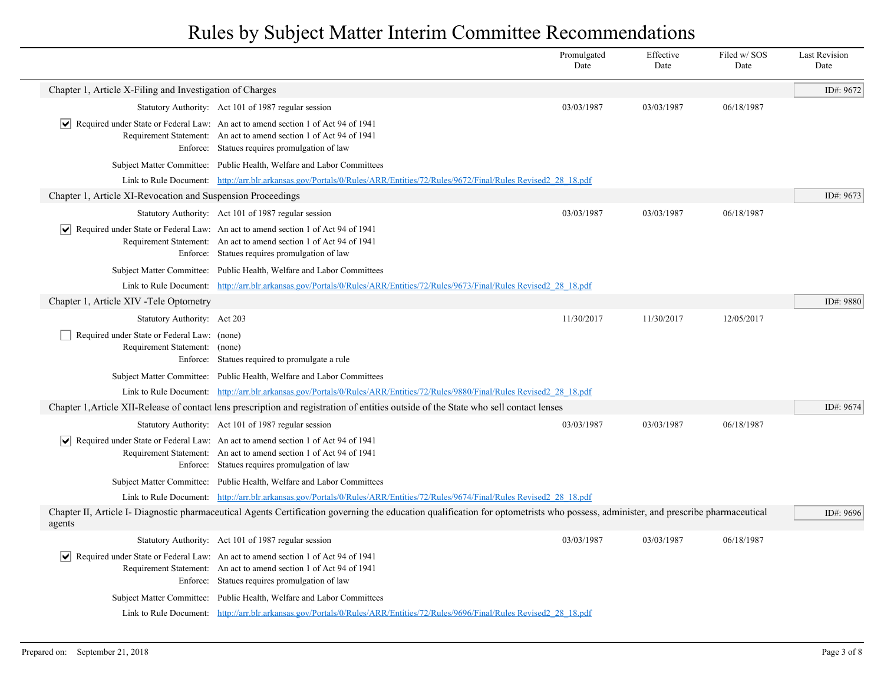# Rules by Subject Matter Interim Committee Recommendations

| | Promulgated Date | Effective Date | Filed w/ SOS Date | Last Revision Date |
|---|---|---|---|---|

## Chapter 1, Article X-Filing and Investigation of Charges

ID#: 9672

| | | Promulgated Date | Effective Date | Filed w/ SOS Date | Last Revision Date |
|---|---|---|---|---|---|
| Statutory Authority: | Act 101 of 1987 regular session | 03/03/1987 | 03/03/1987 | 06/18/1987 | |

- [x] Required under State or Federal Law: An act to amend section 1 of Act 94 of 1941

Requirement Statement: An act to amend section 1 of Act 94 of 1941

Enforce: Statues requires promulgation of law

Subject Matter Committee: Public Health, Welfare and Labor Committees

Link to Rule Document: http://arr.blr.arkansas.gov/Portals/0/Rules/ARR/Entities/72/Rules/9672/Final/Rules Revised2_28_18.pdf

## Chapter 1, Article XI-Revocation and Suspension Proceedings

ID#: 9673

| | | Promulgated Date | Effective Date | Filed w/ SOS Date | Last Revision Date |
|---|---|---|---|---|---|
| Statutory Authority: | Act 101 of 1987 regular session | 03/03/1987 | 03/03/1987 | 06/18/1987 | |

- [x] Required under State or Federal Law: An act to amend section 1 of Act 94 of 1941

Requirement Statement: An act to amend section 1 of Act 94 of 1941

Enforce: Statues requires promulgation of law

Subject Matter Committee: Public Health, Welfare and Labor Committees

Link to Rule Document: http://arr.blr.arkansas.gov/Portals/0/Rules/ARR/Entities/72/Rules/9673/Final/Rules Revised2_28_18.pdf

## Chapter 1, Article XIV -Tele Optometry

ID#: 9880

| | | Promulgated Date | Effective Date | Filed w/ SOS Date | Last Revision Date |
|---|---|---|---|---|---|
| Statutory Authority: | Act 203 | 11/30/2017 | 11/30/2017 | 12/05/2017 | |

- [ ] Required under State or Federal Law: (none)

Requirement Statement: (none)

Enforce: Statues required to promulgate a rule

Subject Matter Committee: Public Health, Welfare and Labor Committees

Link to Rule Document: http://arr.blr.arkansas.gov/Portals/0/Rules/ARR/Entities/72/Rules/9880/Final/Rules Revised2_28_18.pdf

## Chapter 1,Article XII-Release of contact lens prescription and registration of entities outside of the State who sell contact lenses

ID#: 9674

| | | Promulgated Date | Effective Date | Filed w/ SOS Date | Last Revision Date |
|---|---|---|---|---|---|
| Statutory Authority: | Act 101 of 1987 regular session | 03/03/1987 | 03/03/1987 | 06/18/1987 | |

- [x] Required under State or Federal Law: An act to amend section 1 of Act 94 of 1941

Requirement Statement: An act to amend section 1 of Act 94 of 1941

Enforce: Statues requires promulgation of law

Subject Matter Committee: Public Health, Welfare and Labor Committees

Link to Rule Document: http://arr.blr.arkansas.gov/Portals/0/Rules/ARR/Entities/72/Rules/9674/Final/Rules Revised2_28_18.pdf

## Chapter II, Article I- Diagnostic pharmaceutical Agents Certification governing the education qualification for optometrists who possess, administer, and prescribe pharmaceutical agents

ID#: 9696

| | | Promulgated Date | Effective Date | Filed w/ SOS Date | Last Revision Date |
|---|---|---|---|---|---|
| Statutory Authority: | Act 101 of 1987 regular session | 03/03/1987 | 03/03/1987 | 06/18/1987 | |

- [x] Required under State or Federal Law: An act to amend section 1 of Act 94 of 1941

Requirement Statement: An act to amend section 1 of Act 94 of 1941

Enforce: Statues requires promulgation of law

Subject Matter Committee: Public Health, Welfare and Labor Committees

Link to Rule Document: http://arr.blr.arkansas.gov/Portals/0/Rules/ARR/Entities/72/Rules/9696/Final/Rules Revised2_28_18.pdf

Prepared on: September 21, 2018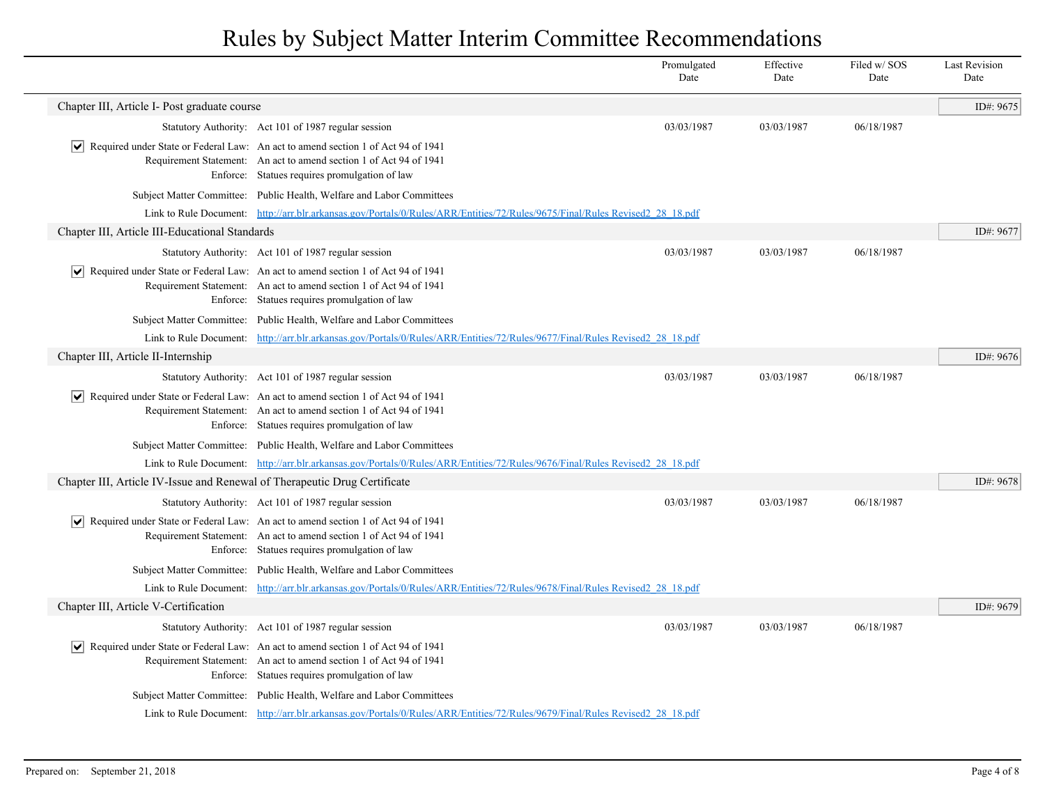# Rules by Subject Matter Interim Committee Recommendations

| | Promulgated Date | Effective Date | Filed w/ SOS Date | Last Revision Date |
|---|---|---|---|---|

## Chapter III, Article I- Post graduate course

ID#: 9675

| | | Promulgated Date | Effective Date | Filed w/ SOS Date | Last Revision Date |
|---|---|---|---|---|---|
| Statutory Authority: | Act 101 of 1987 regular session | 03/03/1987 | 03/03/1987 | 06/18/1987 | |

- [x] Required under State or Federal Law: An act to amend section 1 of Act 94 of 1941

Requirement Statement: An act to amend section 1 of Act 94 of 1941

Enforce: Statues requires promulgation of law

Subject Matter Committee: Public Health, Welfare and Labor Committees

Link to Rule Document: http://arr.blr.arkansas.gov/Portals/0/Rules/ARR/Entities/72/Rules/9675/Final/Rules Revised2_28_18.pdf

## Chapter III, Article III-Educational Standards

ID#: 9677

| | | Promulgated Date | Effective Date | Filed w/ SOS Date | Last Revision Date |
|---|---|---|---|---|---|
| Statutory Authority: | Act 101 of 1987 regular session | 03/03/1987 | 03/03/1987 | 06/18/1987 | |

- [x] Required under State or Federal Law: An act to amend section 1 of Act 94 of 1941

Requirement Statement: An act to amend section 1 of Act 94 of 1941

Enforce: Statues requires promulgation of law

Subject Matter Committee: Public Health, Welfare and Labor Committees

Link to Rule Document: http://arr.blr.arkansas.gov/Portals/0/Rules/ARR/Entities/72/Rules/9677/Final/Rules Revised2_28_18.pdf

## Chapter III, Article II-Internship

ID#: 9676

| | | Promulgated Date | Effective Date | Filed w/ SOS Date | Last Revision Date |
|---|---|---|---|---|---|
| Statutory Authority: | Act 101 of 1987 regular session | 03/03/1987 | 03/03/1987 | 06/18/1987 | |

- [x] Required under State or Federal Law: An act to amend section 1 of Act 94 of 1941

Requirement Statement: An act to amend section 1 of Act 94 of 1941

Enforce: Statues requires promulgation of law

Subject Matter Committee: Public Health, Welfare and Labor Committees

Link to Rule Document: http://arr.blr.arkansas.gov/Portals/0/Rules/ARR/Entities/72/Rules/9676/Final/Rules Revised2_28_18.pdf

## Chapter III, Article IV-Issue and Renewal of Therapeutic Drug Certificate

ID#: 9678

| | | Promulgated Date | Effective Date | Filed w/ SOS Date | Last Revision Date |
|---|---|---|---|---|---|
| Statutory Authority: | Act 101 of 1987 regular session | 03/03/1987 | 03/03/1987 | 06/18/1987 | |

- [x] Required under State or Federal Law: An act to amend section 1 of Act 94 of 1941

Requirement Statement: An act to amend section 1 of Act 94 of 1941

Enforce: Statues requires promulgation of law

Subject Matter Committee: Public Health, Welfare and Labor Committees

Link to Rule Document: http://arr.blr.arkansas.gov/Portals/0/Rules/ARR/Entities/72/Rules/9678/Final/Rules Revised2_28_18.pdf

## Chapter III, Article V-Certification

ID#: 9679

| | | Promulgated Date | Effective Date | Filed w/ SOS Date | Last Revision Date |
|---|---|---|---|---|---|
| Statutory Authority: | Act 101 of 1987 regular session | 03/03/1987 | 03/03/1987 | 06/18/1987 | |

- [x] Required under State or Federal Law: An act to amend section 1 of Act 94 of 1941

Requirement Statement: An act to amend section 1 of Act 94 of 1941

Enforce: Statues requires promulgation of law

Subject Matter Committee: Public Health, Welfare and Labor Committees

Link to Rule Document: http://arr.blr.arkansas.gov/Portals/0/Rules/ARR/Entities/72/Rules/9679/Final/Rules Revised2_28_18.pdf

Prepared on: September 21, 2018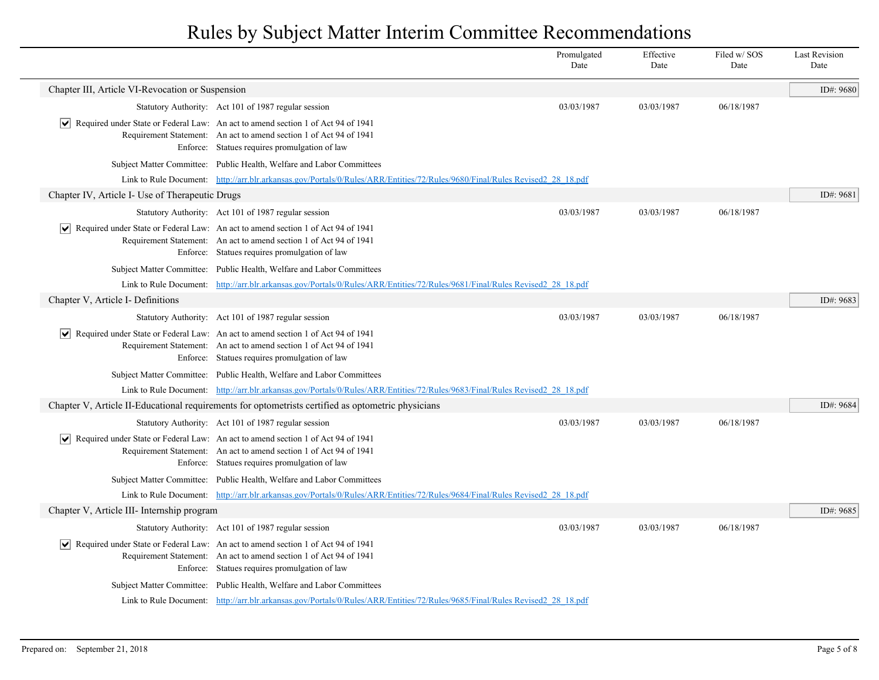# Rules by Subject Matter Interim Committee Recommendations

| | Promulgated Date | Effective Date | Filed w/ SOS Date | Last Revision Date |
|---|---|---|---|---|

## Chapter III, Article VI-Revocation or Suspension

ID#: 9680

| | | Promulgated Date | Effective Date | Filed w/ SOS Date | Last Revision Date |
|---|---|---|---|---|---|
| Statutory Authority: | Act 101 of 1987 regular session | 03/03/1987 | 03/03/1987 | 06/18/1987 | |

- [x] Required under State or Federal Law: An act to amend section 1 of Act 94 of 1941

Requirement Statement: An act to amend section 1 of Act 94 of 1941

Enforce: Statues requires promulgation of law

Subject Matter Committee: Public Health, Welfare and Labor Committees

Link to Rule Document: http://arr.blr.arkansas.gov/Portals/0/Rules/ARR/Entities/72/Rules/9680/Final/Rules Revised2_28_18.pdf

## Chapter IV, Article I- Use of Therapeutic Drugs

ID#: 9681

| | | Promulgated Date | Effective Date | Filed w/ SOS Date | Last Revision Date |
|---|---|---|---|---|---|
| Statutory Authority: | Act 101 of 1987 regular session | 03/03/1987 | 03/03/1987 | 06/18/1987 | |

- [x] Required under State or Federal Law: An act to amend section 1 of Act 94 of 1941

Requirement Statement: An act to amend section 1 of Act 94 of 1941

Enforce: Statues requires promulgation of law

Subject Matter Committee: Public Health, Welfare and Labor Committees

Link to Rule Document: http://arr.blr.arkansas.gov/Portals/0/Rules/ARR/Entities/72/Rules/9681/Final/Rules Revised2_28_18.pdf

## Chapter V, Article I- Definitions

ID#: 9683

| | | Promulgated Date | Effective Date | Filed w/ SOS Date | Last Revision Date |
|---|---|---|---|---|---|
| Statutory Authority: | Act 101 of 1987 regular session | 03/03/1987 | 03/03/1987 | 06/18/1987 | |

- [x] Required under State or Federal Law: An act to amend section 1 of Act 94 of 1941

Requirement Statement: An act to amend section 1 of Act 94 of 1941

Enforce: Statues requires promulgation of law

Subject Matter Committee: Public Health, Welfare and Labor Committees

Link to Rule Document: http://arr.blr.arkansas.gov/Portals/0/Rules/ARR/Entities/72/Rules/9683/Final/Rules Revised2_28_18.pdf

## Chapter V, Article II-Educational requirements for optometrists certified as optometric physicians

ID#: 9684

| | | Promulgated Date | Effective Date | Filed w/ SOS Date | Last Revision Date |
|---|---|---|---|---|---|
| Statutory Authority: | Act 101 of 1987 regular session | 03/03/1987 | 03/03/1987 | 06/18/1987 | |

- [x] Required under State or Federal Law: An act to amend section 1 of Act 94 of 1941

Requirement Statement: An act to amend section 1 of Act 94 of 1941

Enforce: Statues requires promulgation of law

Subject Matter Committee: Public Health, Welfare and Labor Committees

Link to Rule Document: http://arr.blr.arkansas.gov/Portals/0/Rules/ARR/Entities/72/Rules/9684/Final/Rules Revised2_28_18.pdf

## Chapter V, Article III- Internship program

ID#: 9685

| | | Promulgated Date | Effective Date | Filed w/ SOS Date | Last Revision Date |
|---|---|---|---|---|---|
| Statutory Authority: | Act 101 of 1987 regular session | 03/03/1987 | 03/03/1987 | 06/18/1987 | |

- [x] Required under State or Federal Law: An act to amend section 1 of Act 94 of 1941

Requirement Statement: An act to amend section 1 of Act 94 of 1941

Enforce: Statues requires promulgation of law

Subject Matter Committee: Public Health, Welfare and Labor Committees

Link to Rule Document: http://arr.blr.arkansas.gov/Portals/0/Rules/ARR/Entities/72/Rules/9685/Final/Rules Revised2_28_18.pdf

Prepared on: September 21, 2018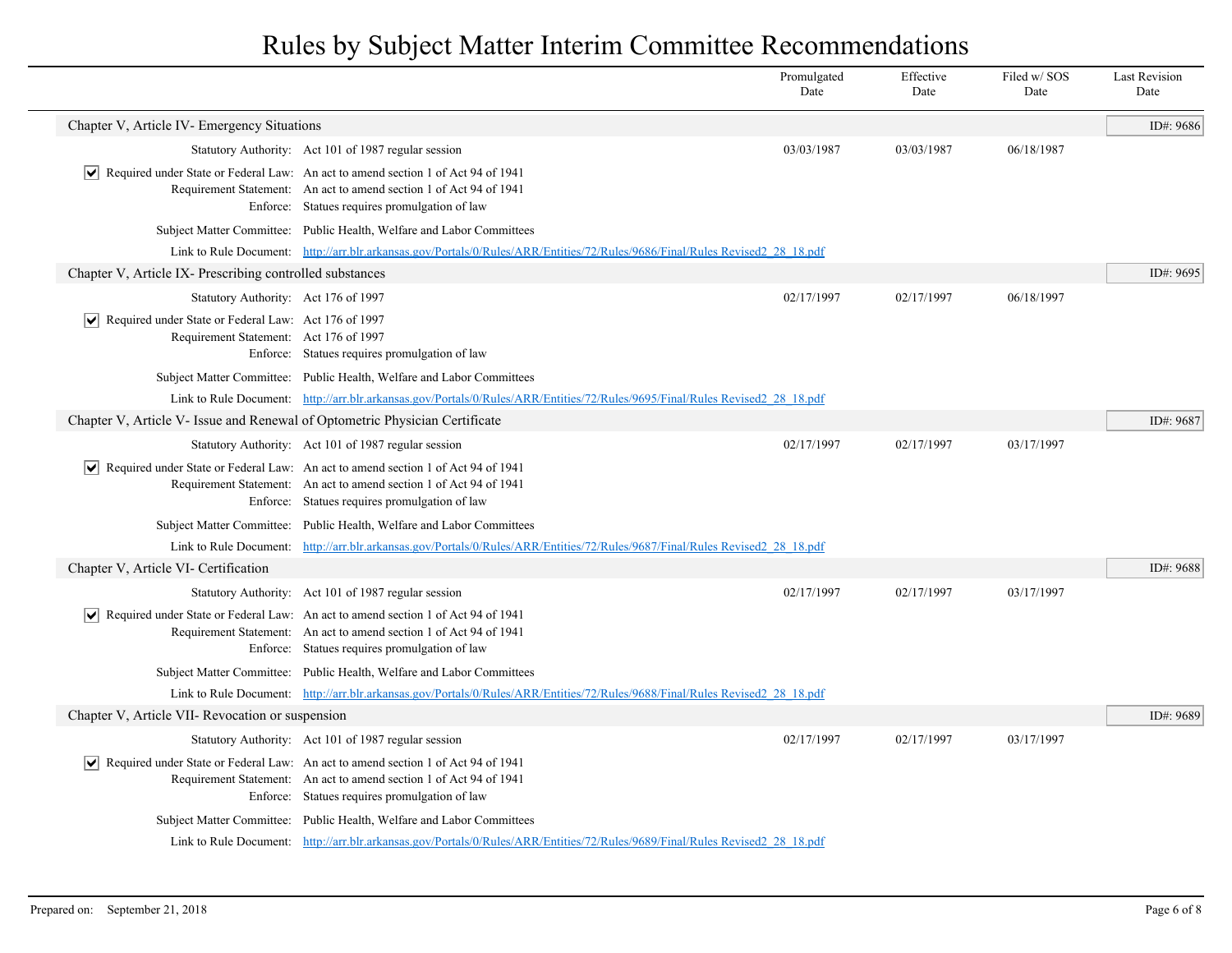# Rules by Subject Matter Interim Committee Recommendations

| | Promulgated Date | Effective Date | Filed w/ SOS Date | Last Revision Date |
|---|---|---|---|---|

## Chapter V, Article IV- Emergency Situations

ID#: 9686

| | | Promulgated Date | Effective Date | Filed w/ SOS Date | Last Revision Date |
|---|---|---|---|---|---|
| Statutory Authority: | Act 101 of 1987 regular session | 03/03/1987 | 03/03/1987 | 06/18/1987 | |

- [x] Required under State or Federal Law: An act to amend section 1 of Act 94 of 1941

Requirement Statement: An act to amend section 1 of Act 94 of 1941

Enforce: Statues requires promulgation of law

Subject Matter Committee: Public Health, Welfare and Labor Committees

Link to Rule Document: http://arr.blr.arkansas.gov/Portals/0/Rules/ARR/Entities/72/Rules/9686/Final/Rules Revised2_28_18.pdf

## Chapter V, Article IX- Prescribing controlled substances

ID#: 9695

| | | Promulgated Date | Effective Date | Filed w/ SOS Date | Last Revision Date |
|---|---|---|---|---|---|
| Statutory Authority: | Act 176 of 1997 | 02/17/1997 | 02/17/1997 | 06/18/1997 | |

- [x] Required under State or Federal Law: Act 176 of 1997

Requirement Statement: Act 176 of 1997

Enforce: Statues requires promulgation of law

Subject Matter Committee: Public Health, Welfare and Labor Committees

Link to Rule Document: http://arr.blr.arkansas.gov/Portals/0/Rules/ARR/Entities/72/Rules/9695/Final/Rules Revised2_28_18.pdf

## Chapter V, Article V- Issue and Renewal of Optometric Physician Certificate

ID#: 9687

| | | Promulgated Date | Effective Date | Filed w/ SOS Date | Last Revision Date |
|---|---|---|---|---|---|
| Statutory Authority: | Act 101 of 1987 regular session | 02/17/1997 | 02/17/1997 | 03/17/1997 | |

- [x] Required under State or Federal Law: An act to amend section 1 of Act 94 of 1941

Requirement Statement: An act to amend section 1 of Act 94 of 1941

Enforce: Statues requires promulgation of law

Subject Matter Committee: Public Health, Welfare and Labor Committees

Link to Rule Document: http://arr.blr.arkansas.gov/Portals/0/Rules/ARR/Entities/72/Rules/9687/Final/Rules Revised2_28_18.pdf

## Chapter V, Article VI- Certification

ID#: 9688

| | | Promulgated Date | Effective Date | Filed w/ SOS Date | Last Revision Date |
|---|---|---|---|---|---|
| Statutory Authority: | Act 101 of 1987 regular session | 02/17/1997 | 02/17/1997 | 03/17/1997 | |

- [x] Required under State or Federal Law: An act to amend section 1 of Act 94 of 1941

Requirement Statement: An act to amend section 1 of Act 94 of 1941

Enforce: Statues requires promulgation of law

Subject Matter Committee: Public Health, Welfare and Labor Committees

Link to Rule Document: http://arr.blr.arkansas.gov/Portals/0/Rules/ARR/Entities/72/Rules/9688/Final/Rules Revised2_28_18.pdf

## Chapter V, Article VII- Revocation or suspension

ID#: 9689

| | | Promulgated Date | Effective Date | Filed w/ SOS Date | Last Revision Date |
|---|---|---|---|---|---|
| Statutory Authority: | Act 101 of 1987 regular session | 02/17/1997 | 02/17/1997 | 03/17/1997 | |

- [x] Required under State or Federal Law: An act to amend section 1 of Act 94 of 1941

Requirement Statement: An act to amend section 1 of Act 94 of 1941

Enforce: Statues requires promulgation of law

Subject Matter Committee: Public Health, Welfare and Labor Committees

Link to Rule Document: http://arr.blr.arkansas.gov/Portals/0/Rules/ARR/Entities/72/Rules/9689/Final/Rules Revised2_28_18.pdf

Prepared on: September 21, 2018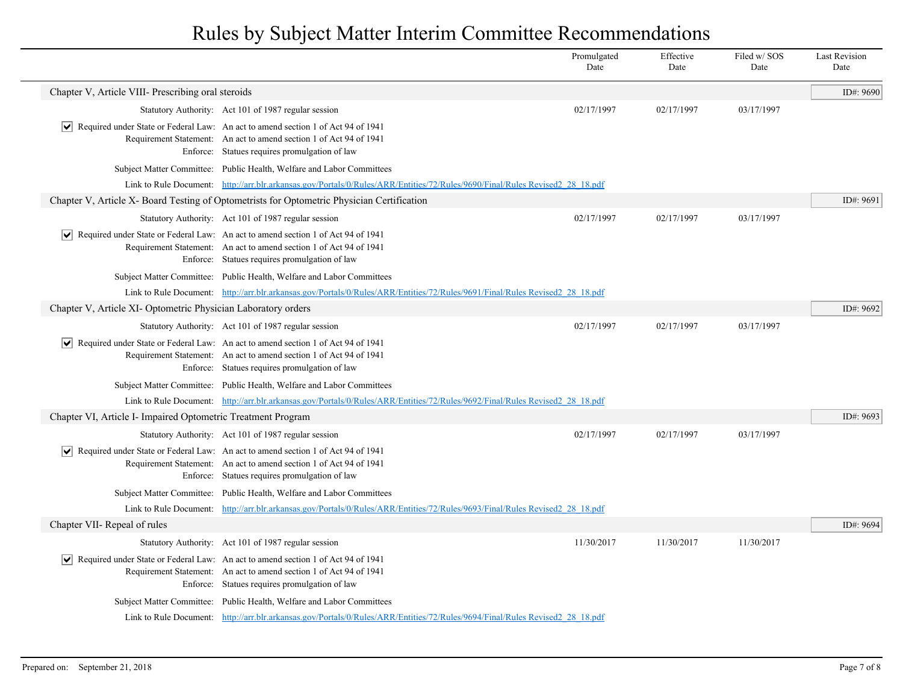# Rules by Subject Matter Interim Committee Recommendations

| | Promulgated Date | Effective Date | Filed w/ SOS Date | Last Revision Date |
|---|---|---|---|---|

## Chapter V, Article VIII- Prescribing oral steroids

ID#: 9690

| | | Promulgated Date | Effective Date | Filed w/ SOS Date | Last Revision Date |
|---|---|---|---|---|---|
| Statutory Authority: | Act 101 of 1987 regular session | 02/17/1997 | 02/17/1997 | 03/17/1997 | |

☑ Required under State or Federal Law: An act to amend section 1 of Act 94 of 1941
Requirement Statement: An act to amend section 1 of Act 94 of 1941
Enforce: Statues requires promulgation of law

Subject Matter Committee: Public Health, Welfare and Labor Committees

Link to Rule Document: http://arr.blr.arkansas.gov/Portals/0/Rules/ARR/Entities/72/Rules/9690/Final/Rules Revised2_28_18.pdf

## Chapter V, Article X- Board Testing of Optometrists for Optometric Physician Certification

ID#: 9691

| | | Promulgated Date | Effective Date | Filed w/ SOS Date | Last Revision Date |
|---|---|---|---|---|---|
| Statutory Authority: | Act 101 of 1987 regular session | 02/17/1997 | 02/17/1997 | 03/17/1997 | |

☑ Required under State or Federal Law: An act to amend section 1 of Act 94 of 1941
Requirement Statement: An act to amend section 1 of Act 94 of 1941
Enforce: Statues requires promulgation of law

Subject Matter Committee: Public Health, Welfare and Labor Committees

Link to Rule Document: http://arr.blr.arkansas.gov/Portals/0/Rules/ARR/Entities/72/Rules/9691/Final/Rules Revised2_28_18.pdf

## Chapter V, Article XI- Optometric Physician Laboratory orders

ID#: 9692

| | | Promulgated Date | Effective Date | Filed w/ SOS Date | Last Revision Date |
|---|---|---|---|---|---|
| Statutory Authority: | Act 101 of 1987 regular session | 02/17/1997 | 02/17/1997 | 03/17/1997 | |

☑ Required under State or Federal Law: An act to amend section 1 of Act 94 of 1941
Requirement Statement: An act to amend section 1 of Act 94 of 1941
Enforce: Statues requires promulgation of law

Subject Matter Committee: Public Health, Welfare and Labor Committees

Link to Rule Document: http://arr.blr.arkansas.gov/Portals/0/Rules/ARR/Entities/72/Rules/9692/Final/Rules Revised2_28_18.pdf

## Chapter VI, Article I- Impaired Optometric Treatment Program

ID#: 9693

| | | Promulgated Date | Effective Date | Filed w/ SOS Date | Last Revision Date |
|---|---|---|---|---|---|
| Statutory Authority: | Act 101 of 1987 regular session | 02/17/1997 | 02/17/1997 | 03/17/1997 | |

☑ Required under State or Federal Law: An act to amend section 1 of Act 94 of 1941
Requirement Statement: An act to amend section 1 of Act 94 of 1941
Enforce: Statues requires promulgation of law

Subject Matter Committee: Public Health, Welfare and Labor Committees

Link to Rule Document: http://arr.blr.arkansas.gov/Portals/0/Rules/ARR/Entities/72/Rules/9693/Final/Rules Revised2_28_18.pdf

## Chapter VII- Repeal of rules

ID#: 9694

| | | Promulgated Date | Effective Date | Filed w/ SOS Date | Last Revision Date |
|---|---|---|---|---|---|
| Statutory Authority: | Act 101 of 1987 regular session | 11/30/2017 | 11/30/2017 | 11/30/2017 | |

☑ Required under State or Federal Law: An act to amend section 1 of Act 94 of 1941
Requirement Statement: An act to amend section 1 of Act 94 of 1941
Enforce: Statues requires promulgation of law

Subject Matter Committee: Public Health, Welfare and Labor Committees

Link to Rule Document: http://arr.blr.arkansas.gov/Portals/0/Rules/ARR/Entities/72/Rules/9694/Final/Rules Revised2_28_18.pdf

Prepared on: September 21, 2018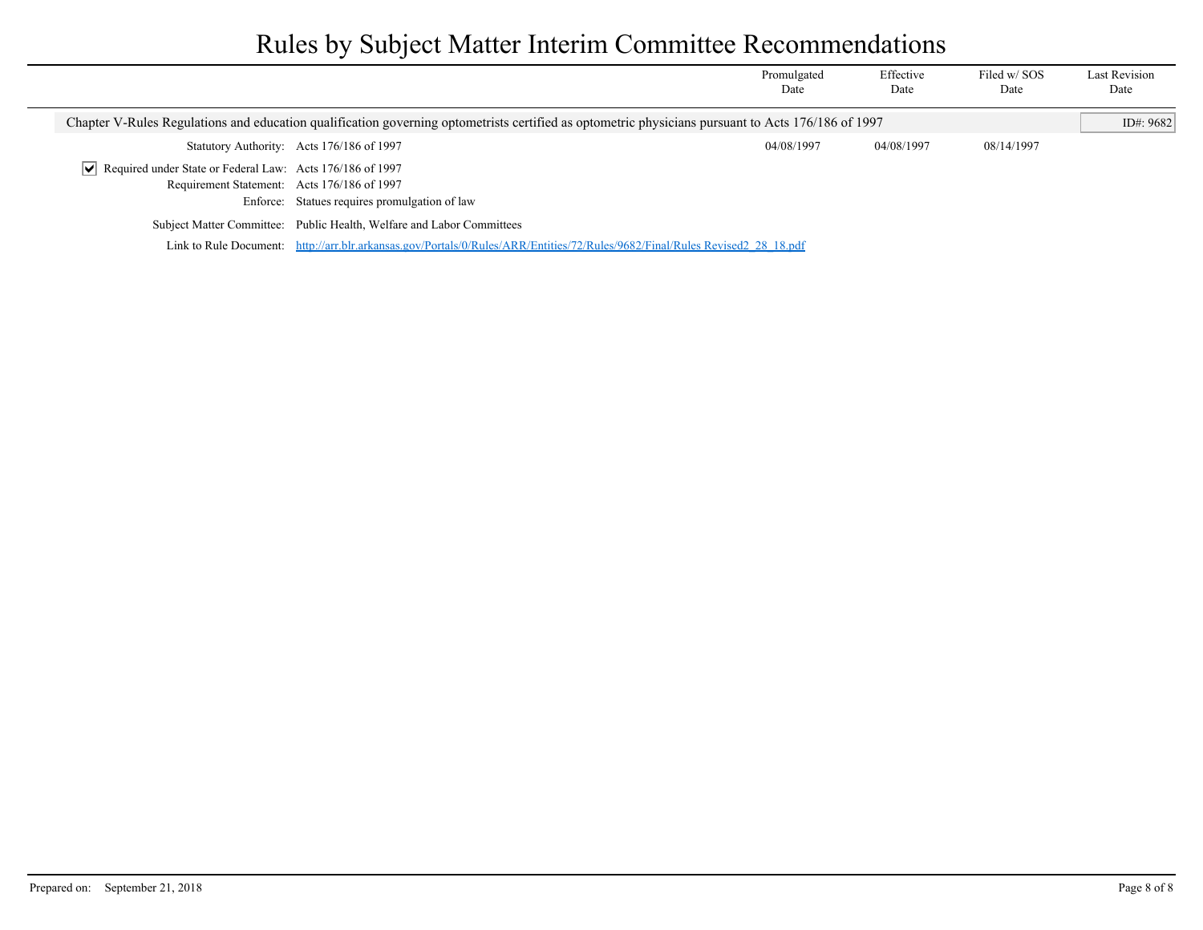# Rules by Subject Matter Interim Committee Recommendations

| | Promulgated Date | Effective Date | Filed w/ SOS Date | Last Revision Date |
|---|---|---|---|---|
| **Chapter V-Rules Regulations and education qualification governing optometrists certified as optometric physicians pursuant to Acts 176/186 of 1997** | | | | ID#: 9682 |
| Statutory Authority: Acts 176/186 of 1997 | 04/08/1997 | 04/08/1997 | 08/14/1997 | |

☑ Required under State or Federal Law: Acts 176/186 of 1997

Requirement Statement: Acts 176/186 of 1997

Enforce: Statues requires promulgation of law

Subject Matter Committee: Public Health, Welfare and Labor Committees

Link to Rule Document: http://arr.blr.arkansas.gov/Portals/0/Rules/ARR/Entities/72/Rules/9682/Final/Rules Revised2_28_18.pdf

Prepared on: September 21, 2018